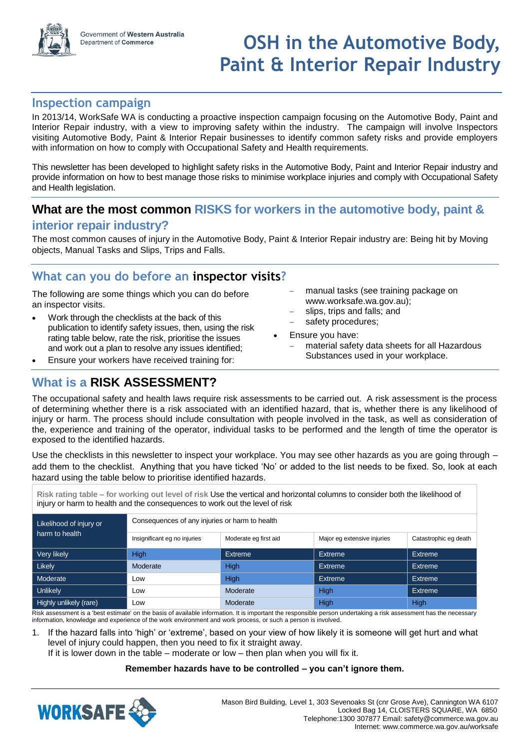Government of Western Australia
Department of Commerce

# OSH in the Automotive Body, Paint & Interior Repair Industry

## Inspection campaign

In 2013/14, WorkSafe WA is conducting a proactive inspection campaign focusing on the Automotive Body, Paint and Interior Repair industry, with a view to improving safety within the industry. The campaign will involve Inspectors visiting Automotive Body, Paint & Interior Repair businesses to identify common safety risks and provide employers with information on how to comply with Occupational Safety and Health requirements.

This newsletter has been developed to highlight safety risks in the Automotive Body, Paint and Interior Repair industry and provide information on how to best manage those risks to minimise workplace injuries and comply with Occupational Safety and Health legislation.

## What are the most common RISKS for workers in the automotive body, paint & interior repair industry?

The most common causes of injury in the Automotive Body, Paint & Interior Repair industry are: Being hit by Moving objects, Manual Tasks and Slips, Trips and Falls.

## What can you do before an inspector visits?

The following are some things which you can do before an inspector visits.

- Work through the checklists at the back of this publication to identify safety issues, then, using the risk rating table below, rate the risk, prioritise the issues and work out a plan to resolve any issues identified;
- Ensure your workers have received training for:
  - manual tasks (see training package on www.worksafe.wa.gov.au);
  - slips, trips and falls; and
  - safety procedures;
- Ensure you have:
  - material safety data sheets for all Hazardous Substances used in your workplace.

## What is a RISK ASSESSMENT?

The occupational safety and health laws require risk assessments to be carried out. A risk assessment is the process of determining whether there is a risk associated with an identified hazard, that is, whether there is any likelihood of injury or harm. The process should include consultation with people involved in the task, as well as consideration of the, experience and training of the operator, individual tasks to be performed and the length of time the operator is exposed to the identified hazards.

Use the checklists in this newsletter to inspect your workplace. You may see other hazards as you are going through – add them to the checklist. Anything that you have ticked 'No' or added to the list needs to be fixed. So, look at each hazard using the table below to prioritise identified hazards.

**Risk rating table – for working out level of risk** Use the vertical and horizontal columns to consider both the likelihood of injury or harm to health and the consequences to work out the level of risk

| Likelihood of injury or harm to health | Consequences of any injuries or harm to health | | | |
|---|---|---|---|---|
| | Insignificant eg no injuries | Moderate eg first aid | Major eg extensive injuries | Catastrophic eg death |
| Very likely | High | Extreme | Extreme | Extreme |
| Likely | Moderate | High | Extreme | Extreme |
| Moderate | Low | High | Extreme | Extreme |
| Unlikely | Low | Moderate | High | Extreme |
| Highly unlikely (rare) | Low | Moderate | High | High |

Risk assessment is a 'best estimate' on the basis of available information. It is important the responsible person undertaking a risk assessment has the necessary information, knowledge and experience of the work environment and work process, or such a person is involved.

1. If the hazard falls into 'high' or 'extreme', based on your view of how likely it is someone will get hurt and what level of injury could happen, then you need to fix it straight away.
   If it is lower down in the table – moderate or low – then plan when you will fix it.

**Remember hazards have to be controlled – you can't ignore them.**

WORKSAFE

Mason Bird Building, Level 1, 303 Sevenoaks St (cnr Grose Ave), Cannington WA 6107
Locked Bag 14, CLOISTERS SQUARE, WA 6850
Telephone:1300 307877 Email: safety@commerce.wa.gov.au
Internet: www.commerce.wa.gov.au/worksafe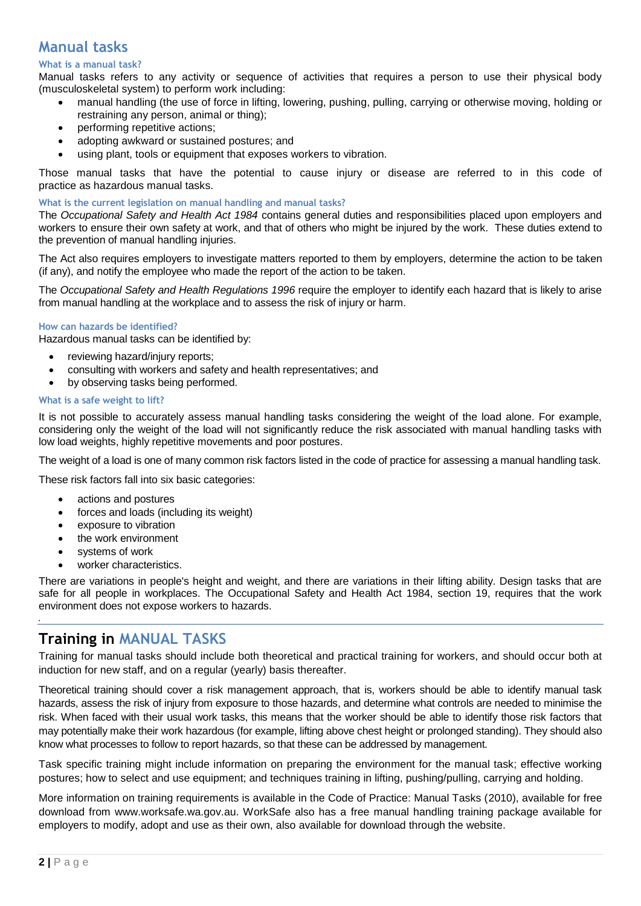## Manual tasks

### What is a manual task?

Manual tasks refers to any activity or sequence of activities that requires a person to use their physical body (musculoskeletal system) to perform work including:

- manual handling (the use of force in lifting, lowering, pushing, pulling, carrying or otherwise moving, holding or restraining any person, animal or thing);
- performing repetitive actions;
- adopting awkward or sustained postures; and
- using plant, tools or equipment that exposes workers to vibration.

Those manual tasks that have the potential to cause injury or disease are referred to in this code of practice as hazardous manual tasks.

### What is the current legislation on manual handling and manual tasks?

The *Occupational Safety and Health Act 1984* contains general duties and responsibilities placed upon employers and workers to ensure their own safety at work, and that of others who might be injured by the work. These duties extend to the prevention of manual handling injuries.

The Act also requires employers to investigate matters reported to them by employers, determine the action to be taken (if any), and notify the employee who made the report of the action to be taken.

The *Occupational Safety and Health Regulations 1996* require the employer to identify each hazard that is likely to arise from manual handling at the workplace and to assess the risk of injury or harm.

### How can hazards be identified?

Hazardous manual tasks can be identified by:

- reviewing hazard/injury reports;
- consulting with workers and safety and health representatives; and
- by observing tasks being performed.

### What is a safe weight to lift?

It is not possible to accurately assess manual handling tasks considering the weight of the load alone. For example, considering only the weight of the load will not significantly reduce the risk associated with manual handling tasks with low load weights, highly repetitive movements and poor postures.

The weight of a load is one of many common risk factors listed in the code of practice for assessing a manual handling task.

These risk factors fall into six basic categories:

- actions and postures
- forces and loads (including its weight)
- exposure to vibration
- the work environment
- systems of work
- worker characteristics.

There are variations in people's height and weight, and there are variations in their lifting ability. Design tasks that are safe for all people in workplaces. The Occupational Safety and Health Act 1984, section 19, requires that the work environment does not expose workers to hazards.

## Training in MANUAL TASKS

Training for manual tasks should include both theoretical and practical training for workers, and should occur both at induction for new staff, and on a regular (yearly) basis thereafter.

Theoretical training should cover a risk management approach, that is, workers should be able to identify manual task hazards, assess the risk of injury from exposure to those hazards, and determine what controls are needed to minimise the risk. When faced with their usual work tasks, this means that the worker should be able to identify those risk factors that may potentially make their work hazardous (for example, lifting above chest height or prolonged standing). They should also know what processes to follow to report hazards, so that these can be addressed by management.

Task specific training might include information on preparing the environment for the manual task; effective working postures; how to select and use equipment; and techniques training in lifting, pushing/pulling, carrying and holding.

More information on training requirements is available in the Code of Practice: Manual Tasks (2010), available for free download from www.worksafe.wa.gov.au. WorkSafe also has a free manual handling training package available for employers to modify, adopt and use as their own, also available for download through the website.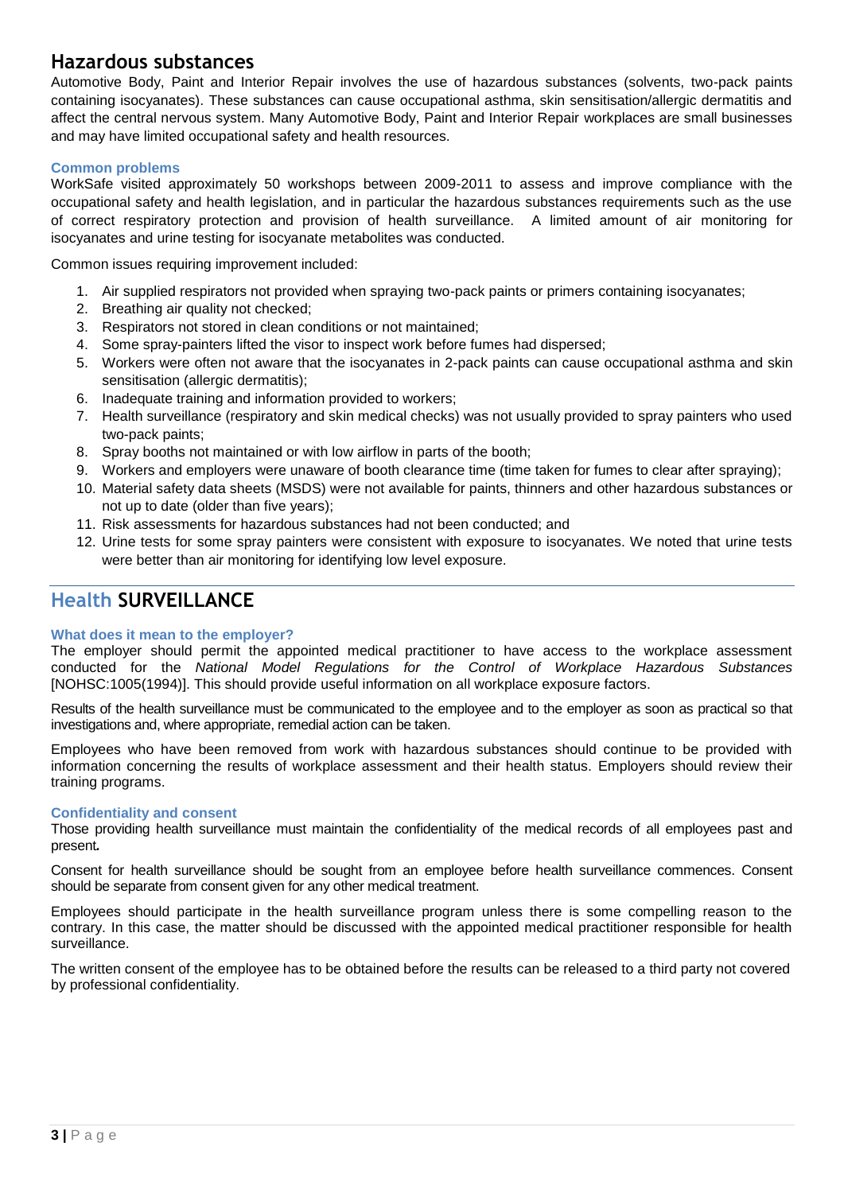## Hazardous substances

Automotive Body, Paint and Interior Repair involves the use of hazardous substances (solvents, two-pack paints containing isocyanates). These substances can cause occupational asthma, skin sensitisation/allergic dermatitis and affect the central nervous system. Many Automotive Body, Paint and Interior Repair workplaces are small businesses and may have limited occupational safety and health resources.

### Common problems

WorkSafe visited approximately 50 workshops between 2009-2011 to assess and improve compliance with the occupational safety and health legislation, and in particular the hazardous substances requirements such as the use of correct respiratory protection and provision of health surveillance. A limited amount of air monitoring for isocyanates and urine testing for isocyanate metabolites was conducted.

Common issues requiring improvement included:

1. Air supplied respirators not provided when spraying two-pack paints or primers containing isocyanates;
2. Breathing air quality not checked;
3. Respirators not stored in clean conditions or not maintained;
4. Some spray-painters lifted the visor to inspect work before fumes had dispersed;
5. Workers were often not aware that the isocyanates in 2-pack paints can cause occupational asthma and skin sensitisation (allergic dermatitis);
6. Inadequate training and information provided to workers;
7. Health surveillance (respiratory and skin medical checks) was not usually provided to spray painters who used two-pack paints;
8. Spray booths not maintained or with low airflow in parts of the booth;
9. Workers and employers were unaware of booth clearance time (time taken for fumes to clear after spraying);
10. Material safety data sheets (MSDS) were not available for paints, thinners and other hazardous substances or not up to date (older than five years);
11. Risk assessments for hazardous substances had not been conducted; and
12. Urine tests for some spray painters were consistent with exposure to isocyanates. We noted that urine tests were better than air monitoring for identifying low level exposure.

## Health SURVEILLANCE

### What does it mean to the employer?

The employer should permit the appointed medical practitioner to have access to the workplace assessment conducted for the *National Model Regulations for the Control of Workplace Hazardous Substances* [NOHSC:1005(1994)]. This should provide useful information on all workplace exposure factors.

Results of the health surveillance must be communicated to the employee and to the employer as soon as practical so that investigations and, where appropriate, remedial action can be taken.

Employees who have been removed from work with hazardous substances should continue to be provided with information concerning the results of workplace assessment and their health status. Employers should review their training programs.

### Confidentiality and consent

Those providing health surveillance must maintain the confidentiality of the medical records of all employees past and present.

Consent for health surveillance should be sought from an employee before health surveillance commences. Consent should be separate from consent given for any other medical treatment.

Employees should participate in the health surveillance program unless there is some compelling reason to the contrary. In this case, the matter should be discussed with the appointed medical practitioner responsible for health surveillance.

The written consent of the employee has to be obtained before the results can be released to a third party not covered by professional confidentiality.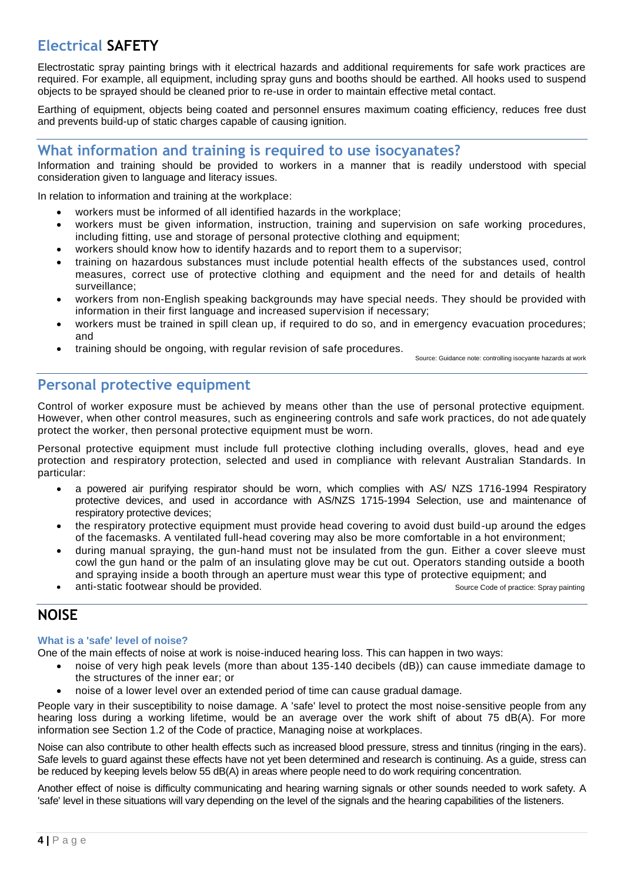## Electrical SAFETY

Electrostatic spray painting brings with it electrical hazards and additional requirements for safe work practices are required. For example, all equipment, including spray guns and booths should be earthed. All hooks used to suspend objects to be sprayed should be cleaned prior to re-use in order to maintain effective metal contact.

Earthing of equipment, objects being coated and personnel ensures maximum coating efficiency, reduces free dust and prevents build-up of static charges capable of causing ignition.

## What information and training is required to use isocyanates?

Information and training should be provided to workers in a manner that is readily understood with special consideration given to language and literacy issues.

In relation to information and training at the workplace:

- workers must be informed of all identified hazards in the workplace;
- workers must be given information, instruction, training and supervision on safe working procedures, including fitting, use and storage of personal protective clothing and equipment;
- workers should know how to identify hazards and to report them to a supervisor;
- training on hazardous substances must include potential health effects of the substances used, control measures, correct use of protective clothing and equipment and the need for and details of health surveillance;
- workers from non-English speaking backgrounds may have special needs. They should be provided with information in their first language and increased supervision if necessary;
- workers must be trained in spill clean up, if required to do so, and in emergency evacuation procedures; and
- training should be ongoing, with regular revision of safe procedures.

Source: Guidance note: controlling isocyante hazards at work

## Personal protective equipment

Control of worker exposure must be achieved by means other than the use of personal protective equipment. However, when other control measures, such as engineering controls and safe work practices, do not adequately protect the worker, then personal protective equipment must be worn.

Personal protective equipment must include full protective clothing including overalls, gloves, head and eye protection and respiratory protection, selected and used in compliance with relevant Australian Standards. In particular:

- a powered air purifying respirator should be worn, which complies with AS/ NZS 1716-1994 Respiratory protective devices, and used in accordance with AS/NZS 1715-1994 Selection, use and maintenance of respiratory protective devices;
- the respiratory protective equipment must provide head covering to avoid dust build-up around the edges of the facemasks. A ventilated full-head covering may also be more comfortable in a hot environment;
- during manual spraying, the gun-hand must not be insulated from the gun. Either a cover sleeve must cowl the gun hand or the palm of an insulating glove may be cut out. Operators standing outside a booth and spraying inside a booth through an aperture must wear this type of protective equipment; and
- anti-static footwear should be provided.

Source Code of practice: Spray painting

## NOISE

### What is a 'safe' level of noise?

One of the main effects of noise at work is noise-induced hearing loss. This can happen in two ways:

- noise of very high peak levels (more than about 135-140 decibels (dB)) can cause immediate damage to the structures of the inner ear; or
- noise of a lower level over an extended period of time can cause gradual damage.

People vary in their susceptibility to noise damage. A 'safe' level to protect the most noise-sensitive people from any hearing loss during a working lifetime, would be an average over the work shift of about 75 dB(A). For more information see Section 1.2 of the Code of practice, Managing noise at workplaces.

Noise can also contribute to other health effects such as increased blood pressure, stress and tinnitus (ringing in the ears). Safe levels to guard against these effects have not yet been determined and research is continuing. As a guide, stress can be reduced by keeping levels below 55 dB(A) in areas where people need to do work requiring concentration.

Another effect of noise is difficulty communicating and hearing warning signals or other sounds needed to work safety. A 'safe' level in these situations will vary depending on the level of the signals and the hearing capabilities of the listeners.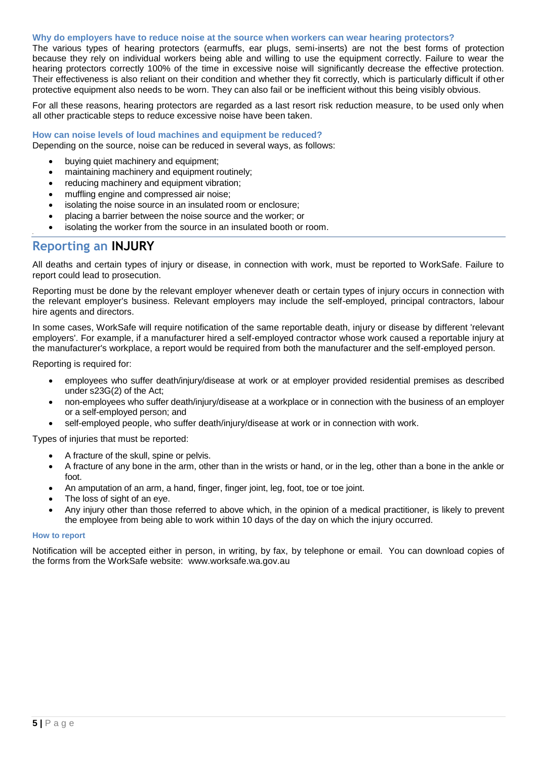### Why do employers have to reduce noise at the source when workers can wear hearing protectors?

The various types of hearing protectors (earmuffs, ear plugs, semi-inserts) are not the best forms of protection because they rely on individual workers being able and willing to use the equipment correctly. Failure to wear the hearing protectors correctly 100% of the time in excessive noise will significantly decrease the effective protection. Their effectiveness is also reliant on their condition and whether they fit correctly, which is particularly difficult if other protective equipment also needs to be worn. They can also fail or be inefficient without this being visibly obvious.

For all these reasons, hearing protectors are regarded as a last resort risk reduction measure, to be used only when all other practicable steps to reduce excessive noise have been taken.

### How can noise levels of loud machines and equipment be reduced?

Depending on the source, noise can be reduced in several ways, as follows:

- buying quiet machinery and equipment;
- maintaining machinery and equipment routinely;
- reducing machinery and equipment vibration;
- muffling engine and compressed air noise;
- isolating the noise source in an insulated room or enclosure;
- placing a barrier between the noise source and the worker; or
- isolating the worker from the source in an insulated booth or room.

## Reporting an **INJURY**

All deaths and certain types of injury or disease, in connection with work, must be reported to WorkSafe. Failure to report could lead to prosecution.

Reporting must be done by the relevant employer whenever death or certain types of injury occurs in connection with the relevant employer's business. Relevant employers may include the self-employed, principal contractors, labour hire agents and directors.

In some cases, WorkSafe will require notification of the same reportable death, injury or disease by different 'relevant employers'. For example, if a manufacturer hired a self-employed contractor whose work caused a reportable injury at the manufacturer's workplace, a report would be required from both the manufacturer and the self-employed person.

Reporting is required for:

- employees who suffer death/injury/disease at work or at employer provided residential premises as described under s23G(2) of the Act;
- non-employees who suffer death/injury/disease at a workplace or in connection with the business of an employer or a self-employed person; and
- self-employed people, who suffer death/injury/disease at work or in connection with work.

Types of injuries that must be reported:

- A fracture of the skull, spine or pelvis.
- A fracture of any bone in the arm, other than in the wrists or hand, or in the leg, other than a bone in the ankle or foot.
- An amputation of an arm, a hand, finger, finger joint, leg, foot, toe or toe joint.
- The loss of sight of an eye.
- Any injury other than those referred to above which, in the opinion of a medical practitioner, is likely to prevent the employee from being able to work within 10 days of the day on which the injury occurred.

#### How to report

Notification will be accepted either in person, in writing, by fax, by telephone or email. You can download copies of the forms from the WorkSafe website: www.worksafe.wa.gov.au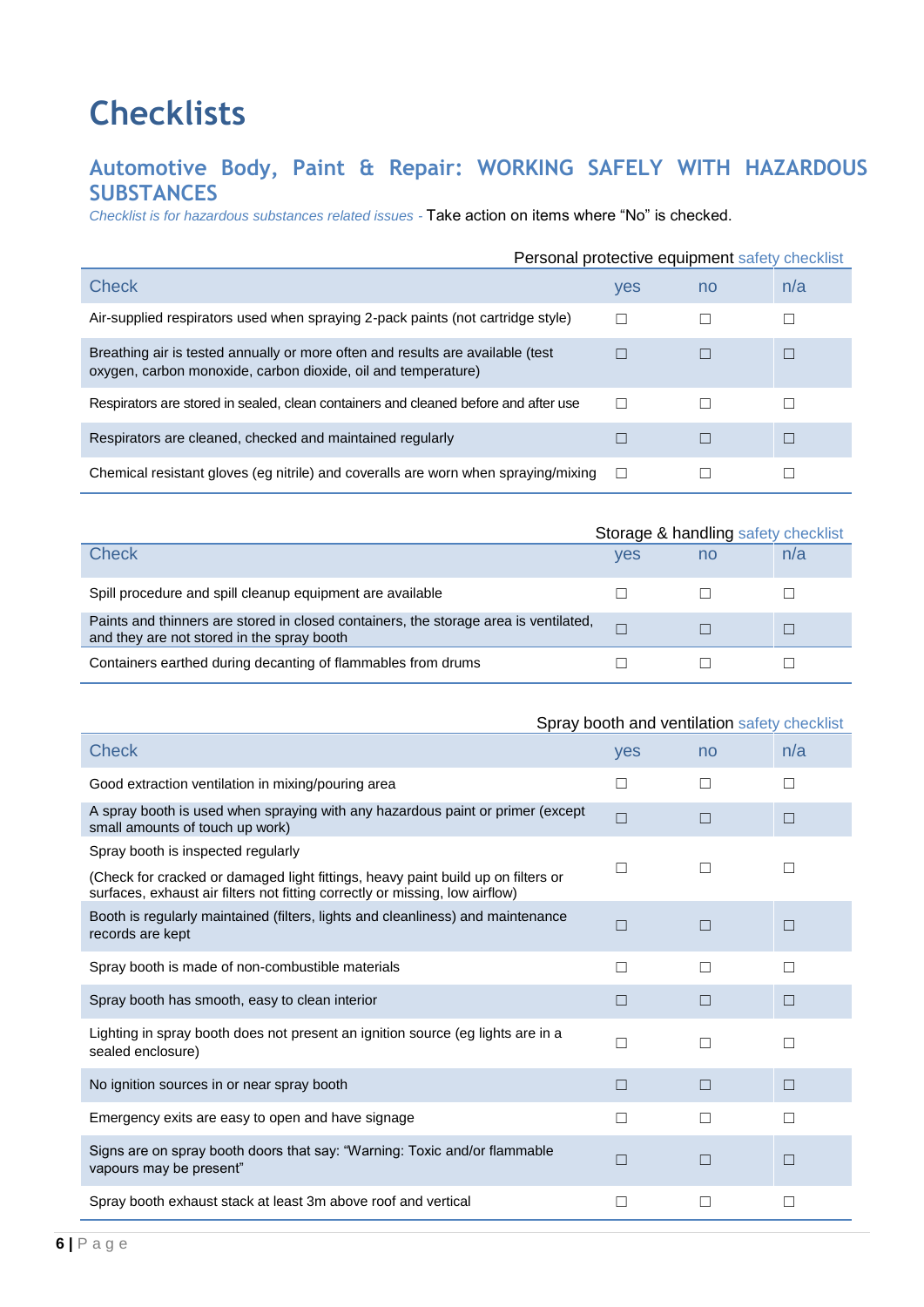# Checklists

## Automotive Body, Paint & Repair: WORKING SAFELY WITH HAZARDOUS SUBSTANCES

*Checklist is for hazardous substances related issues -* Take action on items where "No" is checked.

Personal protective equipment safety checklist

| Check | yes | no | n/a |
|---|---|---|---|
| Air-supplied respirators used when spraying 2-pack paints (not cartridge style) | ☐ | ☐ | ☐ |
| Breathing air is tested annually or more often and results are available (test oxygen, carbon monoxide, carbon dioxide, oil and temperature) | ☐ | ☐ | ☐ |
| Respirators are stored in sealed, clean containers and cleaned before and after use | ☐ | ☐ | ☐ |
| Respirators are cleaned, checked and maintained regularly | ☐ | ☐ | ☐ |
| Chemical resistant gloves (eg nitrile) and coveralls are worn when spraying/mixing | ☐ | ☐ | ☐ |

Storage & handling safety checklist

| Check | yes | no | n/a |
|---|---|---|---|
| Spill procedure and spill cleanup equipment are available | ☐ | ☐ | ☐ |
| Paints and thinners are stored in closed containers, the storage area is ventilated, and they are not stored in the spray booth | ☐ | ☐ | ☐ |
| Containers earthed during decanting of flammables from drums | ☐ | ☐ | ☐ |

Spray booth and ventilation safety checklist

| Check | yes | no | n/a |
|---|---|---|---|
| Good extraction ventilation in mixing/pouring area | ☐ | ☐ | ☐ |
| A spray booth is used when spraying with any hazardous paint or primer (except small amounts of touch up work) | ☐ | ☐ | ☐ |
| Spray booth is inspected regularly<br>(Check for cracked or damaged light fittings, heavy paint build up on filters or surfaces, exhaust air filters not fitting correctly or missing, low airflow) | ☐ | ☐ | ☐ |
| Booth is regularly maintained (filters, lights and cleanliness) and maintenance records are kept | ☐ | ☐ | ☐ |
| Spray booth is made of non-combustible materials | ☐ | ☐ | ☐ |
| Spray booth has smooth, easy to clean interior | ☐ | ☐ | ☐ |
| Lighting in spray booth does not present an ignition source (eg lights are in a sealed enclosure) | ☐ | ☐ | ☐ |
| No ignition sources in or near spray booth | ☐ | ☐ | ☐ |
| Emergency exits are easy to open and have signage | ☐ | ☐ | ☐ |
| Signs are on spray booth doors that say: "Warning: Toxic and/or flammable vapours may be present" | ☐ | ☐ | ☐ |
| Spray booth exhaust stack at least 3m above roof and vertical | ☐ | ☐ | ☐ |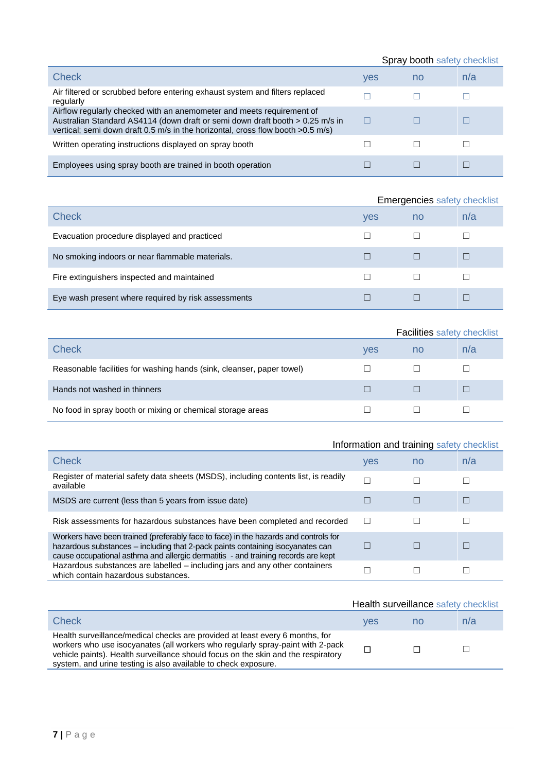### Spray booth safety checklist

| Check | yes | no | n/a |
|---|---|---|---|
| Air filtered or scrubbed before entering exhaust system and filters replaced regularly | ☐ | ☐ | ☐ |
| Airflow regularly checked with an anemometer and meets requirement of Australian Standard AS4114 (down draft or semi down draft booth > 0.25 m/s in vertical; semi down draft 0.5 m/s in the horizontal, cross flow booth >0.5 m/s) | ☐ | ☐ | ☐ |
| Written operating instructions displayed on spray booth | ☐ | ☐ | ☐ |
| Employees using spray booth are trained in booth operation | ☐ | ☐ | ☐ |

### Emergencies safety checklist

| Check | yes | no | n/a |
|---|---|---|---|
| Evacuation procedure displayed and practiced | ☐ | ☐ | ☐ |
| No smoking indoors or near flammable materials. | ☐ | ☐ | ☐ |
| Fire extinguishers inspected and maintained | ☐ | ☐ | ☐ |
| Eye wash present where required by risk assessments | ☐ | ☐ | ☐ |

### Facilities safety checklist

| Check | yes | no | n/a |
|---|---|---|---|
| Reasonable facilities for washing hands (sink, cleanser, paper towel) | ☐ | ☐ | ☐ |
| Hands not washed in thinners | ☐ | ☐ | ☐ |
| No food in spray booth or mixing or chemical storage areas | ☐ | ☐ | ☐ |

### Information and training safety checklist

| Check | yes | no | n/a |
|---|---|---|---|
| Register of material safety data sheets (MSDS), including contents list, is readily available | ☐ | ☐ | ☐ |
| MSDS are current (less than 5 years from issue date) | ☐ | ☐ | ☐ |
| Risk assessments for hazardous substances have been completed and recorded | ☐ | ☐ | ☐ |
| Workers have been trained (preferably face to face) in the hazards and controls for hazardous substances – including that 2-pack paints containing isocyanates can cause occupational asthma and allergic dermatitis - and training records are kept | ☐ | ☐ | ☐ |
| Hazardous substances are labelled – including jars and any other containers which contain hazardous substances. | ☐ | ☐ | ☐ |

### Health surveillance safety checklist

| Check | yes | no | n/a |
|---|---|---|---|
| Health surveillance/medical checks are provided at least every 6 months, for workers who use isocyanates (all workers who regularly spray-paint with 2-pack vehicle paints). Health surveillance should focus on the skin and the respiratory system, and urine testing is also available to check exposure. | ☐ | ☐ | ☐ |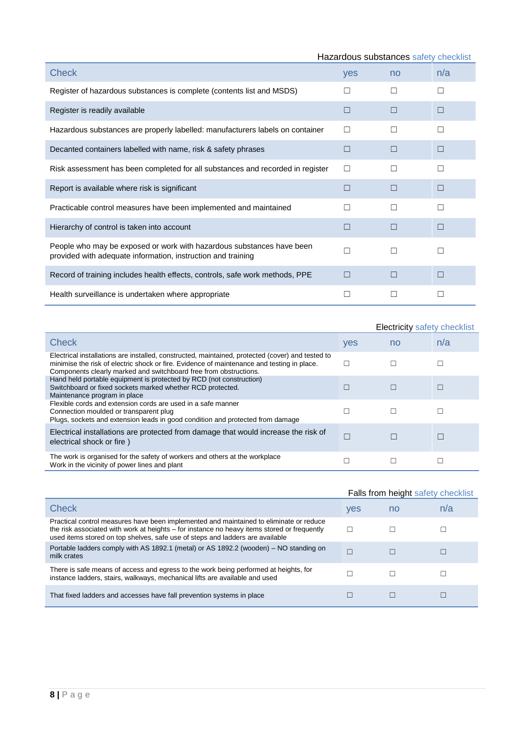Hazardous substances safety checklist

| Check | yes | no | n/a |
|---|---|---|---|
| Register of hazardous substances is complete (contents list and MSDS) | ☐ | ☐ | ☐ |
| Register is readily available | ☐ | ☐ | ☐ |
| Hazardous substances are properly labelled: manufacturers labels on container | ☐ | ☐ | ☐ |
| Decanted containers labelled with name, risk & safety phrases | ☐ | ☐ | ☐ |
| Risk assessment has been completed for all substances and recorded in register | ☐ | ☐ | ☐ |
| Report is available where risk is significant | ☐ | ☐ | ☐ |
| Practicable control measures have been implemented and maintained | ☐ | ☐ | ☐ |
| Hierarchy of control is taken into account | ☐ | ☐ | ☐ |
| People who may be exposed or work with hazardous substances have been provided with adequate information, instruction and training | ☐ | ☐ | ☐ |
| Record of training includes health effects, controls, safe work methods, PPE | ☐ | ☐ | ☐ |
| Health surveillance is undertaken where appropriate | ☐ | ☐ | ☐ |

Electricity safety checklist

| Check | yes | no | n/a |
|---|---|---|---|
| Electrical installations are installed, constructed, maintained, protected (cover) and tested to minimise the risk of electric shock or fire. Evidence of maintenance and testing in place. Components clearly marked and switchboard free from obstructions. | ☐ | ☐ | ☐ |
| Hand held portable equipment is protected by RCD (not construction) Switchboard or fixed sockets marked whether RCD protected. Maintenance program in place | ☐ | ☐ | ☐ |
| Flexible cords and extension cords are used in a safe manner Connection moulded or transparent plug Plugs, sockets and extension leads in good condition and protected from damage | ☐ | ☐ | ☐ |
| Electrical installations are protected from damage that would increase the risk of electrical shock or fire ) | ☐ | ☐ | ☐ |
| The work is organised for the safety of workers and others at the workplace Work in the vicinity of power lines and plant | ☐ | ☐ | ☐ |

Falls from height safety checklist

| Check | yes | no | n/a |
|---|---|---|---|
| Practical control measures have been implemented and maintained to eliminate or reduce the risk associated with work at heights – for instance no heavy items stored or frequently used items stored on top shelves, safe use of steps and ladders are available | ☐ | ☐ | ☐ |
| Portable ladders comply with AS 1892.1 (metal) or AS 1892.2 (wooden) – NO standing on milk crates | ☐ | ☐ | ☐ |
| There is safe means of access and egress to the work being performed at heights, for instance ladders, stairs, walkways, mechanical lifts are available and used | ☐ | ☐ | ☐ |
| That fixed ladders and accesses have fall prevention systems in place | ☐ | ☐ | ☐ |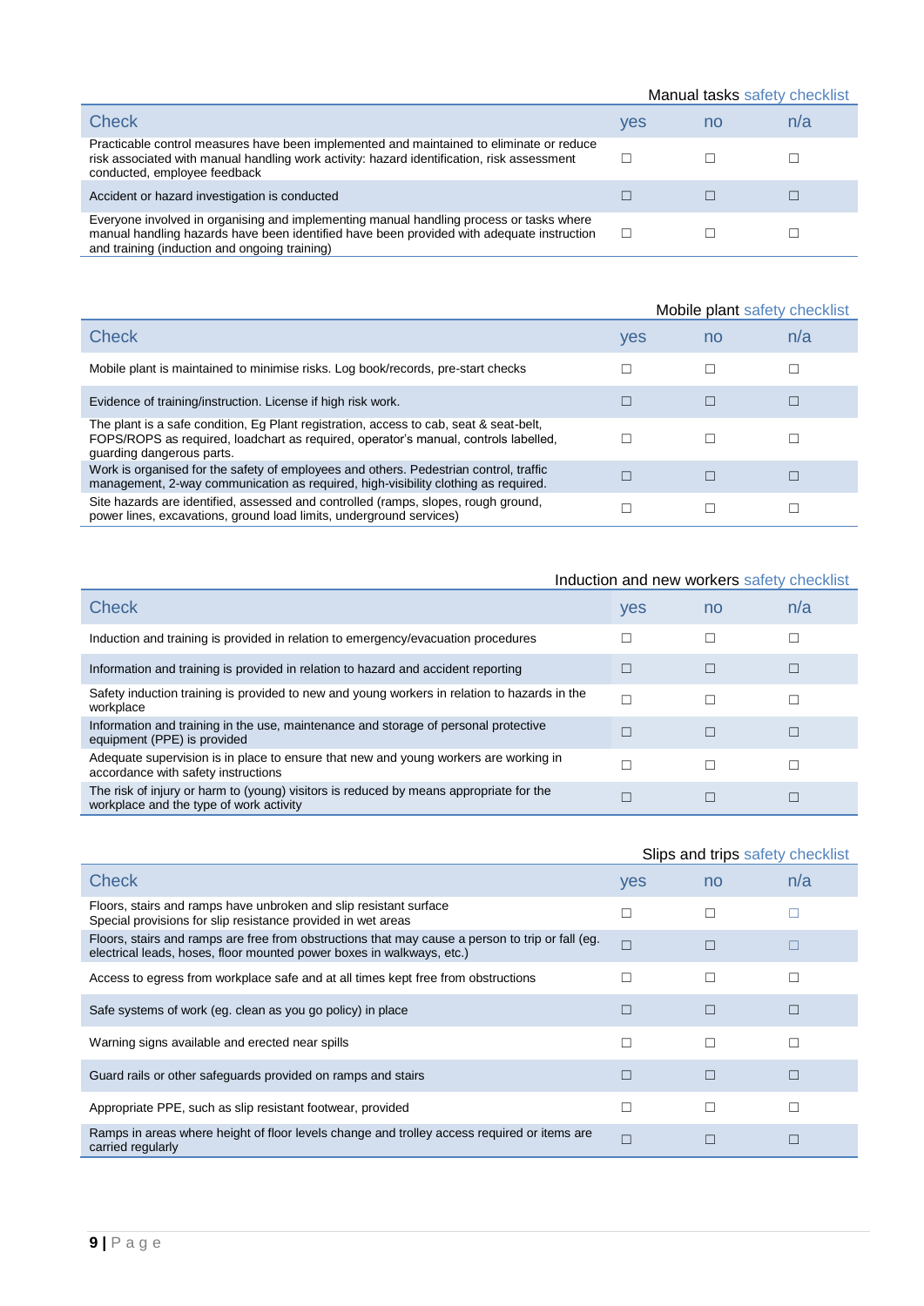### Manual tasks safety checklist

| Check | yes | no | n/a |
| --- | --- | --- | --- |
| Practicable control measures have been implemented and maintained to eliminate or reduce risk associated with manual handling work activity: hazard identification, risk assessment conducted, employee feedback | ☐ | ☐ | ☐ |
| Accident or hazard investigation is conducted | ☐ | ☐ | ☐ |
| Everyone involved in organising and implementing manual handling process or tasks where manual handling hazards have been identified have been provided with adequate instruction and training (induction and ongoing training) | ☐ | ☐ | ☐ |

### Mobile plant safety checklist

| Check | yes | no | n/a |
| --- | --- | --- | --- |
| Mobile plant is maintained to minimise risks. Log book/records, pre-start checks | ☐ | ☐ | ☐ |
| Evidence of training/instruction. License if high risk work. | ☐ | ☐ | ☐ |
| The plant is a safe condition, Eg Plant registration, access to cab, seat & seat-belt, FOPS/ROPS as required, loadchart as required, operator's manual, controls labelled, guarding dangerous parts. | ☐ | ☐ | ☐ |
| Work is organised for the safety of employees and others. Pedestrian control, traffic management, 2-way communication as required, high-visibility clothing as required. | ☐ | ☐ | ☐ |
| Site hazards are identified, assessed and controlled (ramps, slopes, rough ground, power lines, excavations, ground load limits, underground services) | ☐ | ☐ | ☐ |

### Induction and new workers safety checklist

| Check | yes | no | n/a |
| --- | --- | --- | --- |
| Induction and training is provided in relation to emergency/evacuation procedures | ☐ | ☐ | ☐ |
| Information and training is provided in relation to hazard and accident reporting | ☐ | ☐ | ☐ |
| Safety induction training is provided to new and young workers in relation to hazards in the workplace | ☐ | ☐ | ☐ |
| Information and training in the use, maintenance and storage of personal protective equipment (PPE) is provided | ☐ | ☐ | ☐ |
| Adequate supervision is in place to ensure that new and young workers are working in accordance with safety instructions | ☐ | ☐ | ☐ |
| The risk of injury or harm to (young) visitors is reduced by means appropriate for the workplace and the type of work activity | ☐ | ☐ | ☐ |

### Slips and trips safety checklist

| Check | yes | no | n/a |
| --- | --- | --- | --- |
| Floors, stairs and ramps have unbroken and slip resistant surface<br>Special provisions for slip resistance provided in wet areas | ☐ | ☐ | ☐ |
| Floors, stairs and ramps are free from obstructions that may cause a person to trip or fall (eg. electrical leads, hoses, floor mounted power boxes in walkways, etc.) | ☐ | ☐ | ☐ |
| Access to egress from workplace safe and at all times kept free from obstructions | ☐ | ☐ | ☐ |
| Safe systems of work (eg. clean as you go policy) in place | ☐ | ☐ | ☐ |
| Warning signs available and erected near spills | ☐ | ☐ | ☐ |
| Guard rails or other safeguards provided on ramps and stairs | ☐ | ☐ | ☐ |
| Appropriate PPE, such as slip resistant footwear, provided | ☐ | ☐ | ☐ |
| Ramps in areas where height of floor levels change and trolley access required or items are carried regularly | ☐ | ☐ | ☐ |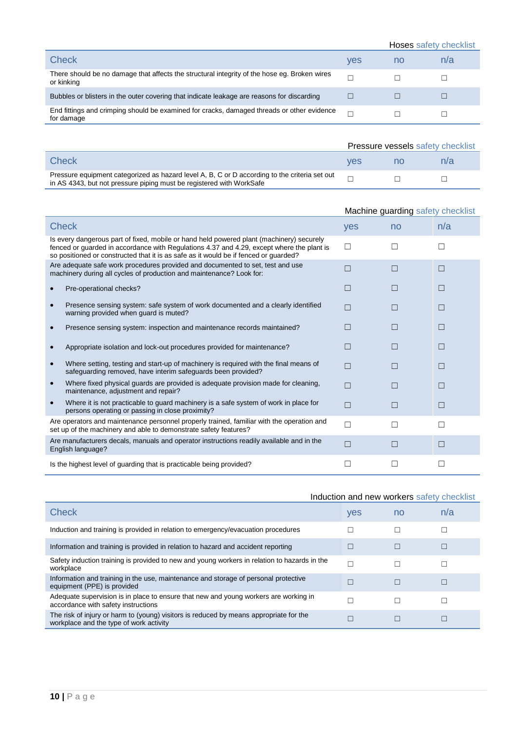### Hoses safety checklist

| Check | yes | no | n/a |
|---|---|---|---|
| There should be no damage that affects the structural integrity of the hose eg. Broken wires or kinking | ☐ | ☐ | ☐ |
| Bubbles or blisters in the outer covering that indicate leakage are reasons for discarding | ☐ | ☐ | ☐ |
| End fittings and crimping should be examined for cracks, damaged threads or other evidence for damage | ☐ | ☐ | ☐ |

### Pressure vessels safety checklist

| Check | yes | no | n/a |
|---|---|---|---|
| Pressure equipment categorized as hazard level A, B, C or D according to the criteria set out in AS 4343, but not pressure piping must be registered with WorkSafe | ☐ | ☐ | ☐ |

### Machine guarding safety checklist

| Check | yes | no | n/a |
|---|---|---|---|
| Is every dangerous part of fixed, mobile or hand held powered plant (machinery) securely fenced or guarded in accordance with Regulations 4.37 and 4.29, except where the plant is so positioned or constructed that it is as safe as it would be if fenced or guarded? | ☐ | ☐ | ☐ |
| Are adequate safe work procedures provided and documented to set, test and use machinery during all cycles of production and maintenance? Look for: | ☐ | ☐ | ☐ |
| • Pre-operational checks? | ☐ | ☐ | ☐ |
| • Presence sensing system: safe system of work documented and a clearly identified warning provided when guard is muted? | ☐ | ☐ | ☐ |
| • Presence sensing system: inspection and maintenance records maintained? | ☐ | ☐ | ☐ |
| • Appropriate isolation and lock-out procedures provided for maintenance? | ☐ | ☐ | ☐ |
| • Where setting, testing and start-up of machinery is required with the final means of safeguarding removed, have interim safeguards been provided? | ☐ | ☐ | ☐ |
| • Where fixed physical guards are provided is adequate provision made for cleaning, maintenance, adjustment and repair? | ☐ | ☐ | ☐ |
| • Where it is not practicable to guard machinery is a safe system of work in place for persons operating or passing in close proximity? | ☐ | ☐ | ☐ |
| Are operators and maintenance personnel properly trained, familiar with the operation and set up of the machinery and able to demonstrate safety features? | ☐ | ☐ | ☐ |
| Are manufacturers decals, manuals and operator instructions readily available and in the English language? | ☐ | ☐ | ☐ |
| Is the highest level of guarding that is practicable being provided? | ☐ | ☐ | ☐ |

### Induction and new workers safety checklist

| Check | yes | no | n/a |
|---|---|---|---|
| Induction and training is provided in relation to emergency/evacuation procedures | ☐ | ☐ | ☐ |
| Information and training is provided in relation to hazard and accident reporting | ☐ | ☐ | ☐ |
| Safety induction training is provided to new and young workers in relation to hazards in the workplace | ☐ | ☐ | ☐ |
| Information and training in the use, maintenance and storage of personal protective equipment (PPE) is provided | ☐ | ☐ | ☐ |
| Adequate supervision is in place to ensure that new and young workers are working in accordance with safety instructions | ☐ | ☐ | ☐ |
| The risk of injury or harm to (young) visitors is reduced by means appropriate for the workplace and the type of work activity | ☐ | ☐ | ☐ |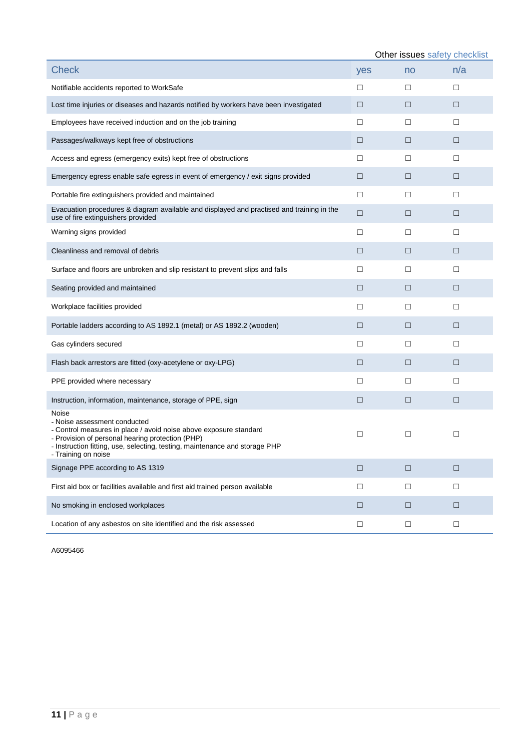Other issues safety checklist

| Check | yes | no | n/a |
|---|---|---|---|
| Notifiable accidents reported to WorkSafe | ☐ | ☐ | ☐ |
| Lost time injuries or diseases and hazards notified by workers have been investigated | ☐ | ☐ | ☐ |
| Employees have received induction and on the job training | ☐ | ☐ | ☐ |
| Passages/walkways kept free of obstructions | ☐ | ☐ | ☐ |
| Access and egress (emergency exits) kept free of obstructions | ☐ | ☐ | ☐ |
| Emergency egress enable safe egress in event of emergency / exit signs provided | ☐ | ☐ | ☐ |
| Portable fire extinguishers provided and maintained | ☐ | ☐ | ☐ |
| Evacuation procedures & diagram available and displayed and practised and training in the use of fire extinguishers provided | ☐ | ☐ | ☐ |
| Warning signs provided | ☐ | ☐ | ☐ |
| Cleanliness and removal of debris | ☐ | ☐ | ☐ |
| Surface and floors are unbroken and slip resistant to prevent slips and falls | ☐ | ☐ | ☐ |
| Seating provided and maintained | ☐ | ☐ | ☐ |
| Workplace facilities provided | ☐ | ☐ | ☐ |
| Portable ladders according to AS 1892.1 (metal) or AS 1892.2 (wooden) | ☐ | ☐ | ☐ |
| Gas cylinders secured | ☐ | ☐ | ☐ |
| Flash back arrestors are fitted (oxy-acetylene or oxy-LPG) | ☐ | ☐ | ☐ |
| PPE provided where necessary | ☐ | ☐ | ☐ |
| Instruction, information, maintenance, storage of PPE, sign | ☐ | ☐ | ☐ |
| Noise<br>- Noise assessment conducted<br>- Control measures in place / avoid noise above exposure standard<br>- Provision of personal hearing protection (PHP)<br>- Instruction fitting, use, selecting, testing, maintenance and storage PHP<br>- Training on noise | ☐ | ☐ | ☐ |
| Signage PPE according to AS 1319 | ☐ | ☐ | ☐ |
| First aid box or facilities available and first aid trained person available | ☐ | ☐ | ☐ |
| No smoking in enclosed workplaces | ☐ | ☐ | ☐ |
| Location of any asbestos on site identified and the risk assessed | ☐ | ☐ | ☐ |

A6095466